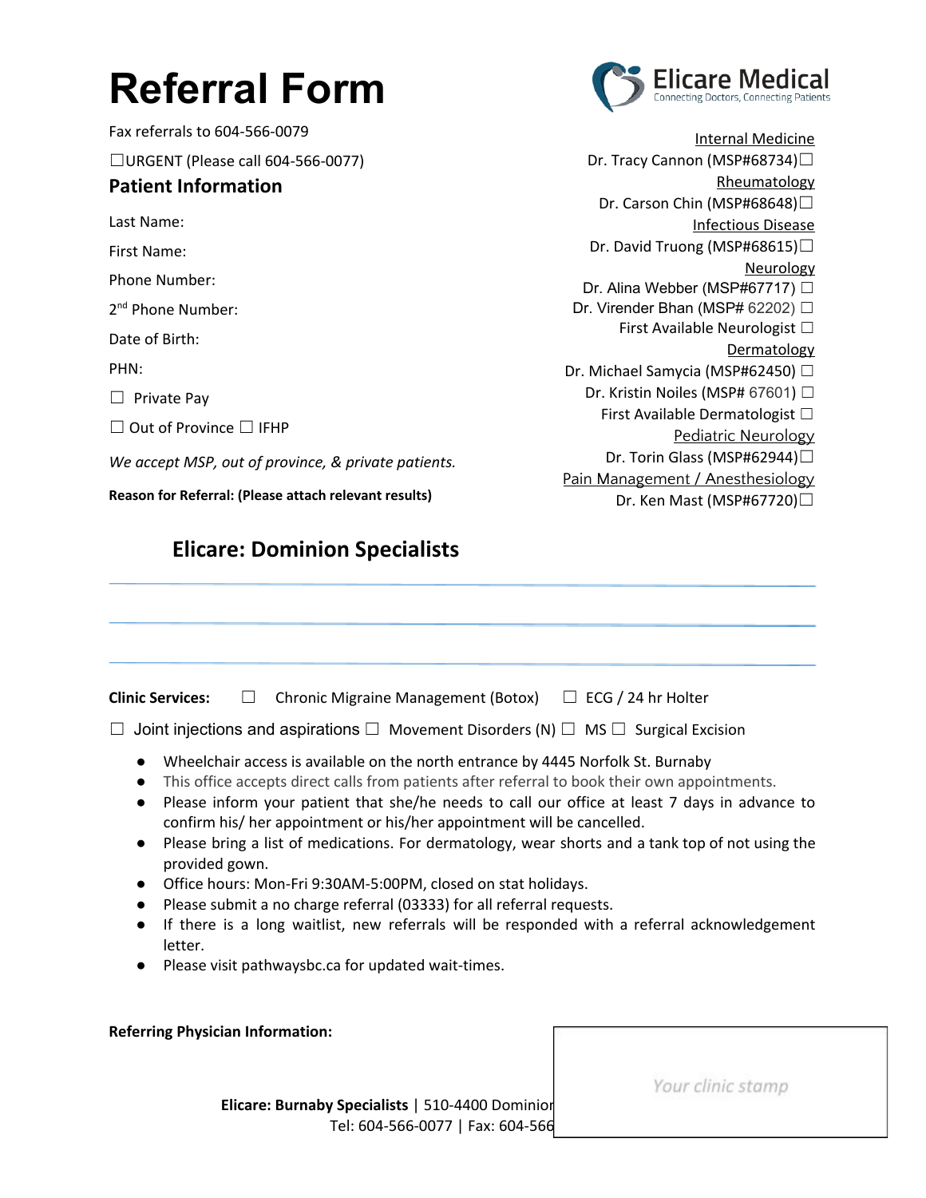# Referral Form

Elicare Medical
Connecting Doctors, Connecting Patients

Fax referrals to 604-566-0079

☐URGENT (Please call 604-566-0077)

## Patient Information

Last Name:

First Name:

Phone Number:

2nd Phone Number:

Date of Birth:

PHN:

☐ Private Pay

☐ Out of Province ☐ IFHP

*We accept MSP, out of province, & private patients.*

**Reason for Referral: (Please attach relevant results)**

Internal Medicine
Dr. Tracy Cannon (MSP#68734)☐

Rheumatology
Dr. Carson Chin (MSP#68648)☐

Infectious Disease
Dr. David Truong (MSP#68615)☐

Neurology
Dr. Alina Webber (MSP#67717) ☐
Dr. Virender Bhan (MSP# 62202) ☐
First Available Neurologist ☐

Dermatology
Dr. Michael Samycia (MSP#62450) ☐
Dr. Kristin Noiles (MSP# 67601) ☐
First Available Dermatologist ☐

Pediatric Neurology
Dr. Torin Glass (MSP#62944)☐

Pain Management / Anesthesiology
Dr. Ken Mast (MSP#67720)☐

## Elicare: Dominion Specialists

**Clinic Services:** ☐ Chronic Migraine Management (Botox) ☐ ECG / 24 hr Holter

☐ Joint injections and aspirations ☐ Movement Disorders (N) ☐ MS ☐ Surgical Excision

- Wheelchair access is available on the north entrance by 4445 Norfolk St. Burnaby
- This office accepts direct calls from patients after referral to book their own appointments.
- Please inform your patient that she/he needs to call our office at least 7 days in advance to confirm his/ her appointment or his/her appointment will be cancelled.
- Please bring a list of medications. For dermatology, wear shorts and a tank top of not using the provided gown.
- Office hours: Mon-Fri 9:30AM-5:00PM, closed on stat holidays.
- Please submit a no charge referral (03333) for all referral requests.
- If there is a long waitlist, new referrals will be responded with a referral acknowledgement letter.
- Please visit pathwaysbc.ca for updated wait-times.

**Referring Physician Information:**

Your clinic stamp

**Elicare: Burnaby Specialists** | 510-4400 Dominion
Tel: 604-566-0077 | Fax: 604-566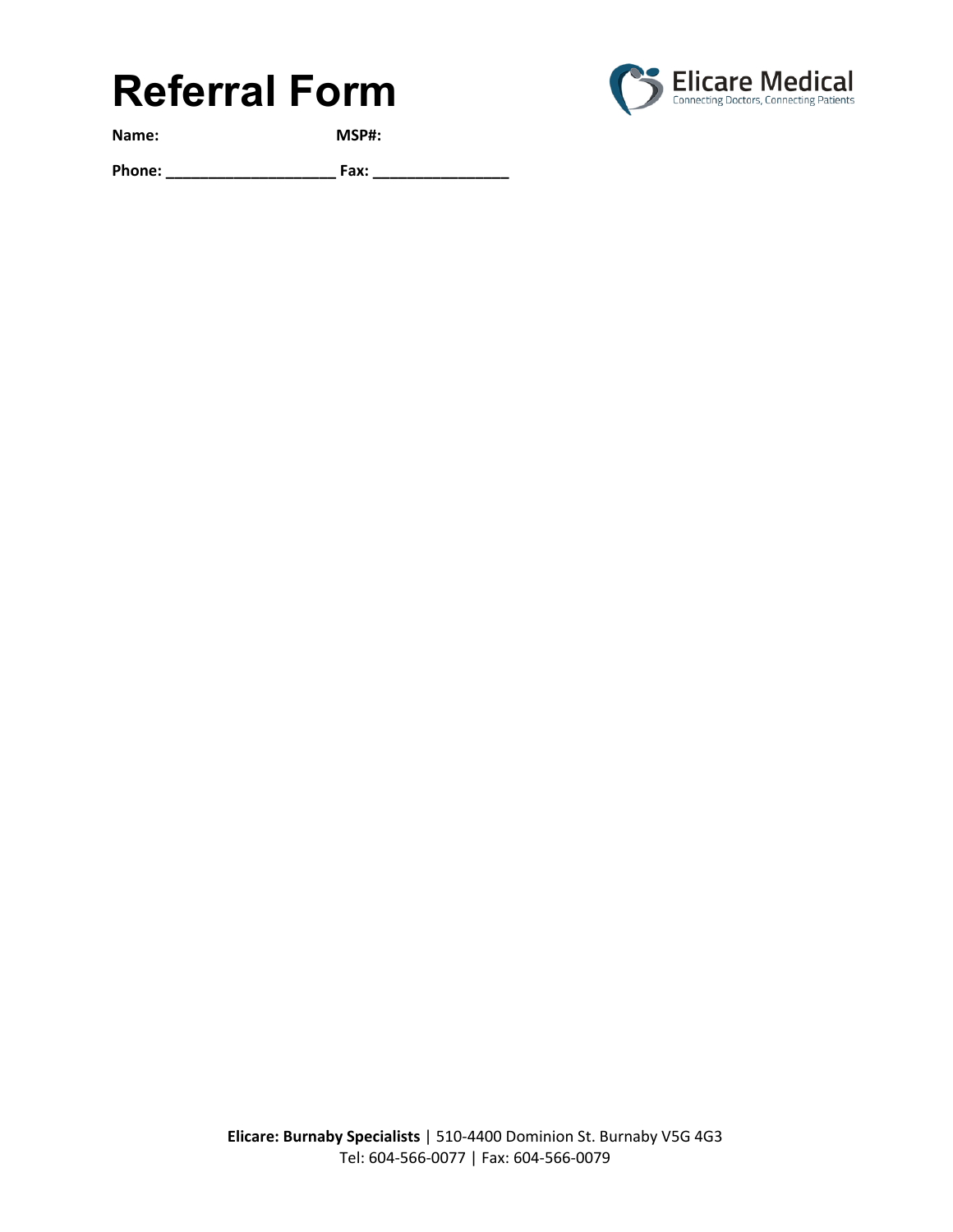# Referral Form

Elicare Medical
Connecting Doctors, Connecting Patients

**Name:** **MSP#:**

**Phone: ____________________ Fax: ________________**

**Elicare: Burnaby Specialists** | 510-4400 Dominion St. Burnaby V5G 4G3
Tel: 604-566-0077 | Fax: 604-566-0079